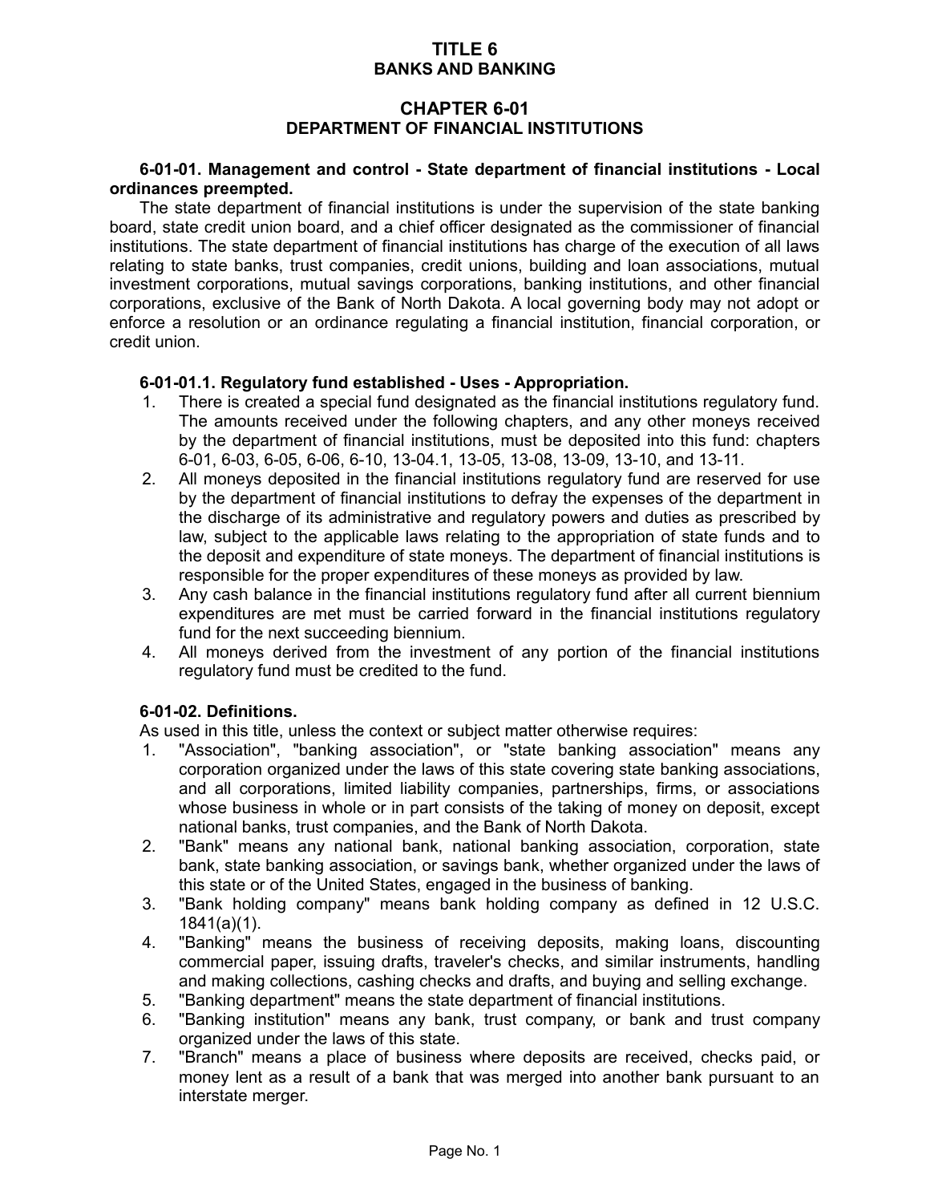# TITLE 6
# BANKS AND BANKING

## CHAPTER 6-01
## DEPARTMENT OF FINANCIAL INSTITUTIONS

**6-01-01. Management and control - State department of financial institutions - Local ordinances preempted.**

The state department of financial institutions is under the supervision of the state banking board, state credit union board, and a chief officer designated as the commissioner of financial institutions. The state department of financial institutions has charge of the execution of all laws relating to state banks, trust companies, credit unions, building and loan associations, mutual investment corporations, mutual savings corporations, banking institutions, and other financial corporations, exclusive of the Bank of North Dakota. A local governing body may not adopt or enforce a resolution or an ordinance regulating a financial institution, financial corporation, or credit union.

**6-01-01.1. Regulatory fund established - Uses - Appropriation.**

1. There is created a special fund designated as the financial institutions regulatory fund. The amounts received under the following chapters, and any other moneys received by the department of financial institutions, must be deposited into this fund: chapters 6-01, 6-03, 6-05, 6-06, 6-10, 13-04.1, 13-05, 13-08, 13-09, 13-10, and 13-11.
2. All moneys deposited in the financial institutions regulatory fund are reserved for use by the department of financial institutions to defray the expenses of the department in the discharge of its administrative and regulatory powers and duties as prescribed by law, subject to the applicable laws relating to the appropriation of state funds and to the deposit and expenditure of state moneys. The department of financial institutions is responsible for the proper expenditures of these moneys as provided by law.
3. Any cash balance in the financial institutions regulatory fund after all current biennium expenditures are met must be carried forward in the financial institutions regulatory fund for the next succeeding biennium.
4. All moneys derived from the investment of any portion of the financial institutions regulatory fund must be credited to the fund.

**6-01-02. Definitions.**

As used in this title, unless the context or subject matter otherwise requires:

1. "Association", "banking association", or "state banking association" means any corporation organized under the laws of this state covering state banking associations, and all corporations, limited liability companies, partnerships, firms, or associations whose business in whole or in part consists of the taking of money on deposit, except national banks, trust companies, and the Bank of North Dakota.
2. "Bank" means any national bank, national banking association, corporation, state bank, state banking association, or savings bank, whether organized under the laws of this state or of the United States, engaged in the business of banking.
3. "Bank holding company" means bank holding company as defined in 12 U.S.C. 1841(a)(1).
4. "Banking" means the business of receiving deposits, making loans, discounting commercial paper, issuing drafts, traveler's checks, and similar instruments, handling and making collections, cashing checks and drafts, and buying and selling exchange.
5. "Banking department" means the state department of financial institutions.
6. "Banking institution" means any bank, trust company, or bank and trust company organized under the laws of this state.
7. "Branch" means a place of business where deposits are received, checks paid, or money lent as a result of a bank that was merged into another bank pursuant to an interstate merger.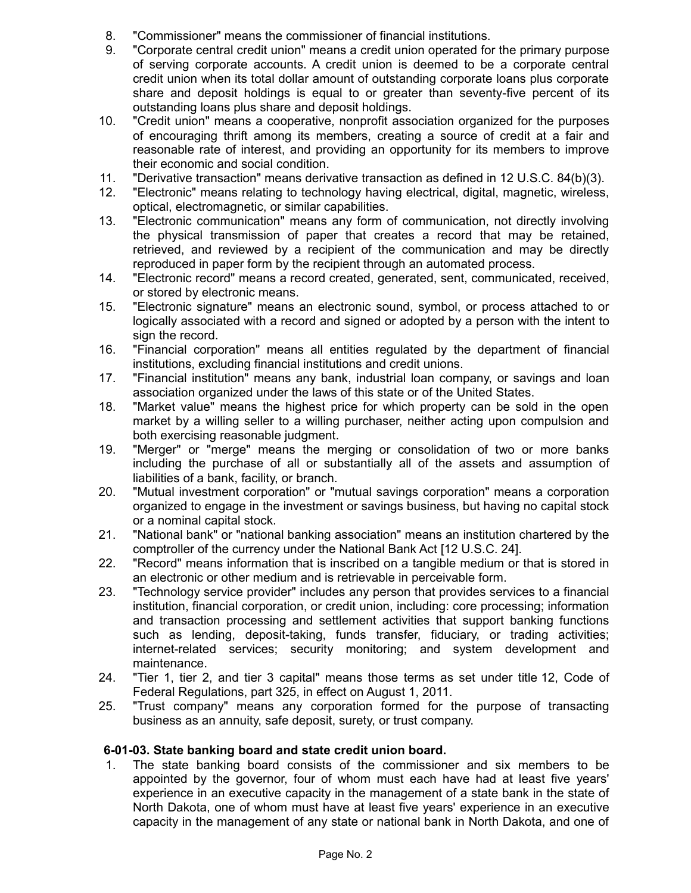8. "Commissioner" means the commissioner of financial institutions.
9. "Corporate central credit union" means a credit union operated for the primary purpose of serving corporate accounts. A credit union is deemed to be a corporate central credit union when its total dollar amount of outstanding corporate loans plus corporate share and deposit holdings is equal to or greater than seventy-five percent of its outstanding loans plus share and deposit holdings.
10. "Credit union" means a cooperative, nonprofit association organized for the purposes of encouraging thrift among its members, creating a source of credit at a fair and reasonable rate of interest, and providing an opportunity for its members to improve their economic and social condition.
11. "Derivative transaction" means derivative transaction as defined in 12 U.S.C. 84(b)(3).
12. "Electronic" means relating to technology having electrical, digital, magnetic, wireless, optical, electromagnetic, or similar capabilities.
13. "Electronic communication" means any form of communication, not directly involving the physical transmission of paper that creates a record that may be retained, retrieved, and reviewed by a recipient of the communication and may be directly reproduced in paper form by the recipient through an automated process.
14. "Electronic record" means a record created, generated, sent, communicated, received, or stored by electronic means.
15. "Electronic signature" means an electronic sound, symbol, or process attached to or logically associated with a record and signed or adopted by a person with the intent to sign the record.
16. "Financial corporation" means all entities regulated by the department of financial institutions, excluding financial institutions and credit unions.
17. "Financial institution" means any bank, industrial loan company, or savings and loan association organized under the laws of this state or of the United States.
18. "Market value" means the highest price for which property can be sold in the open market by a willing seller to a willing purchaser, neither acting upon compulsion and both exercising reasonable judgment.
19. "Merger" or "merge" means the merging or consolidation of two or more banks including the purchase of all or substantially all of the assets and assumption of liabilities of a bank, facility, or branch.
20. "Mutual investment corporation" or "mutual savings corporation" means a corporation organized to engage in the investment or savings business, but having no capital stock or a nominal capital stock.
21. "National bank" or "national banking association" means an institution chartered by the comptroller of the currency under the National Bank Act [12 U.S.C. 24].
22. "Record" means information that is inscribed on a tangible medium or that is stored in an electronic or other medium and is retrievable in perceivable form.
23. "Technology service provider" includes any person that provides services to a financial institution, financial corporation, or credit union, including: core processing; information and transaction processing and settlement activities that support banking functions such as lending, deposit-taking, funds transfer, fiduciary, or trading activities; internet-related services; security monitoring; and system development and maintenance.
24. "Tier 1, tier 2, and tier 3 capital" means those terms as set under title 12, Code of Federal Regulations, part 325, in effect on August 1, 2011.
25. "Trust company" means any corporation formed for the purpose of transacting business as an annuity, safe deposit, surety, or trust company.

**6-01-03. State banking board and state credit union board.**

1. The state banking board consists of the commissioner and six members to be appointed by the governor, four of whom must each have had at least five years' experience in an executive capacity in the management of a state bank in the state of North Dakota, one of whom must have at least five years' experience in an executive capacity in the management of any state or national bank in North Dakota, and one of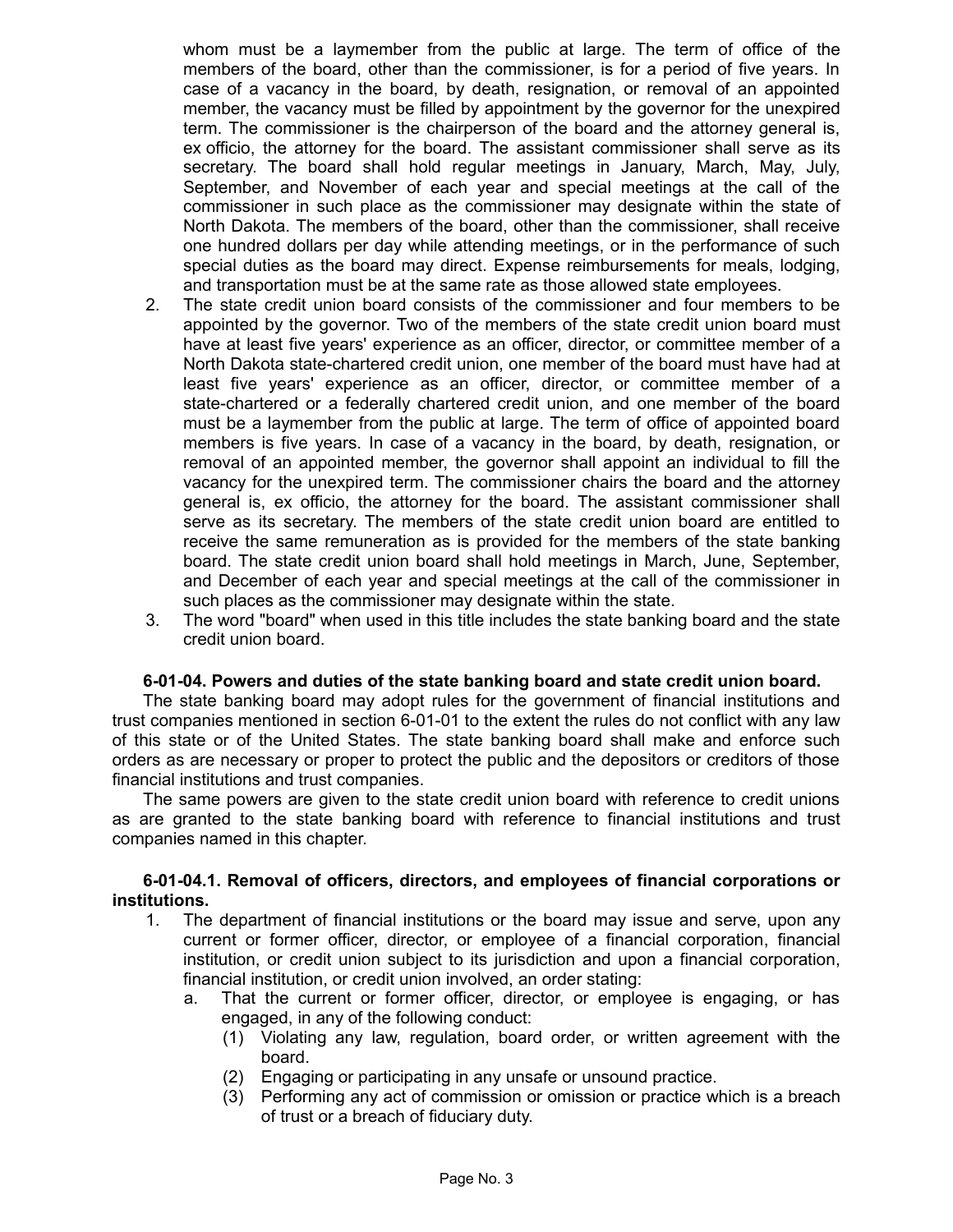whom must be a laymember from the public at large. The term of office of the members of the board, other than the commissioner, is for a period of five years. In case of a vacancy in the board, by death, resignation, or removal of an appointed member, the vacancy must be filled by appointment by the governor for the unexpired term. The commissioner is the chairperson of the board and the attorney general is, ex officio, the attorney for the board. The assistant commissioner shall serve as its secretary. The board shall hold regular meetings in January, March, May, July, September, and November of each year and special meetings at the call of the commissioner in such place as the commissioner may designate within the state of North Dakota. The members of the board, other than the commissioner, shall receive one hundred dollars per day while attending meetings, or in the performance of such special duties as the board may direct. Expense reimbursements for meals, lodging, and transportation must be at the same rate as those allowed state employees.

2. The state credit union board consists of the commissioner and four members to be appointed by the governor. Two of the members of the state credit union board must have at least five years' experience as an officer, director, or committee member of a North Dakota state-chartered credit union, one member of the board must have had at least five years' experience as an officer, director, or committee member of a state-chartered or a federally chartered credit union, and one member of the board must be a laymember from the public at large. The term of office of appointed board members is five years. In case of a vacancy in the board, by death, resignation, or removal of an appointed member, the governor shall appoint an individual to fill the vacancy for the unexpired term. The commissioner chairs the board and the attorney general is, ex officio, the attorney for the board. The assistant commissioner shall serve as its secretary. The members of the state credit union board are entitled to receive the same remuneration as is provided for the members of the state banking board. The state credit union board shall hold meetings in March, June, September, and December of each year and special meetings at the call of the commissioner in such places as the commissioner may designate within the state.
3. The word "board" when used in this title includes the state banking board and the state credit union board.

**6-01-04. Powers and duties of the state banking board and state credit union board.**

The state banking board may adopt rules for the government of financial institutions and trust companies mentioned in section 6-01-01 to the extent the rules do not conflict with any law of this state or of the United States. The state banking board shall make and enforce such orders as are necessary or proper to protect the public and the depositors or creditors of those financial institutions and trust companies.

The same powers are given to the state credit union board with reference to credit unions as are granted to the state banking board with reference to financial institutions and trust companies named in this chapter.

**6-01-04.1. Removal of officers, directors, and employees of financial corporations or institutions.**

1. The department of financial institutions or the board may issue and serve, upon any current or former officer, director, or employee of a financial corporation, financial institution, or credit union subject to its jurisdiction and upon a financial corporation, financial institution, or credit union involved, an order stating:
   a. That the current or former officer, director, or employee is engaging, or has engaged, in any of the following conduct:
      (1) Violating any law, regulation, board order, or written agreement with the board.
      (2) Engaging or participating in any unsafe or unsound practice.
      (3) Performing any act of commission or omission or practice which is a breach of trust or a breach of fiduciary duty.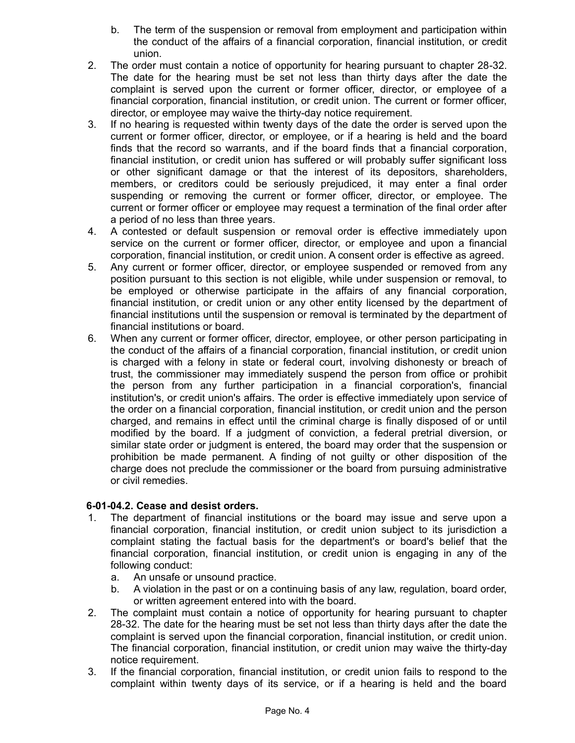b. The term of the suspension or removal from employment and participation within the conduct of the affairs of a financial corporation, financial institution, or credit union.
2. The order must contain a notice of opportunity for hearing pursuant to chapter 28-32. The date for the hearing must be set not less than thirty days after the date the complaint is served upon the current or former officer, director, or employee of a financial corporation, financial institution, or credit union. The current or former officer, director, or employee may waive the thirty-day notice requirement.
3. If no hearing is requested within twenty days of the date the order is served upon the current or former officer, director, or employee, or if a hearing is held and the board finds that the record so warrants, and if the board finds that a financial corporation, financial institution, or credit union has suffered or will probably suffer significant loss or other significant damage or that the interest of its depositors, shareholders, members, or creditors could be seriously prejudiced, it may enter a final order suspending or removing the current or former officer, director, or employee. The current or former officer or employee may request a termination of the final order after a period of no less than three years.
4. A contested or default suspension or removal order is effective immediately upon service on the current or former officer, director, or employee and upon a financial corporation, financial institution, or credit union. A consent order is effective as agreed.
5. Any current or former officer, director, or employee suspended or removed from any position pursuant to this section is not eligible, while under suspension or removal, to be employed or otherwise participate in the affairs of any financial corporation, financial institution, or credit union or any other entity licensed by the department of financial institutions until the suspension or removal is terminated by the department of financial institutions or board.
6. When any current or former officer, director, employee, or other person participating in the conduct of the affairs of a financial corporation, financial institution, or credit union is charged with a felony in state or federal court, involving dishonesty or breach of trust, the commissioner may immediately suspend the person from office or prohibit the person from any further participation in a financial corporation's, financial institution's, or credit union's affairs. The order is effective immediately upon service of the order on a financial corporation, financial institution, or credit union and the person charged, and remains in effect until the criminal charge is finally disposed of or until modified by the board. If a judgment of conviction, a federal pretrial diversion, or similar state order or judgment is entered, the board may order that the suspension or prohibition be made permanent. A finding of not guilty or other disposition of the charge does not preclude the commissioner or the board from pursuing administrative or civil remedies.

**6-01-04.2. Cease and desist orders.**

1. The department of financial institutions or the board may issue and serve upon a financial corporation, financial institution, or credit union subject to its jurisdiction a complaint stating the factual basis for the department's or board's belief that the financial corporation, financial institution, or credit union is engaging in any of the following conduct:
   a. An unsafe or unsound practice.
   b. A violation in the past or on a continuing basis of any law, regulation, board order, or written agreement entered into with the board.
2. The complaint must contain a notice of opportunity for hearing pursuant to chapter 28-32. The date for the hearing must be set not less than thirty days after the date the complaint is served upon the financial corporation, financial institution, or credit union. The financial corporation, financial institution, or credit union may waive the thirty-day notice requirement.
3. If the financial corporation, financial institution, or credit union fails to respond to the complaint within twenty days of its service, or if a hearing is held and the board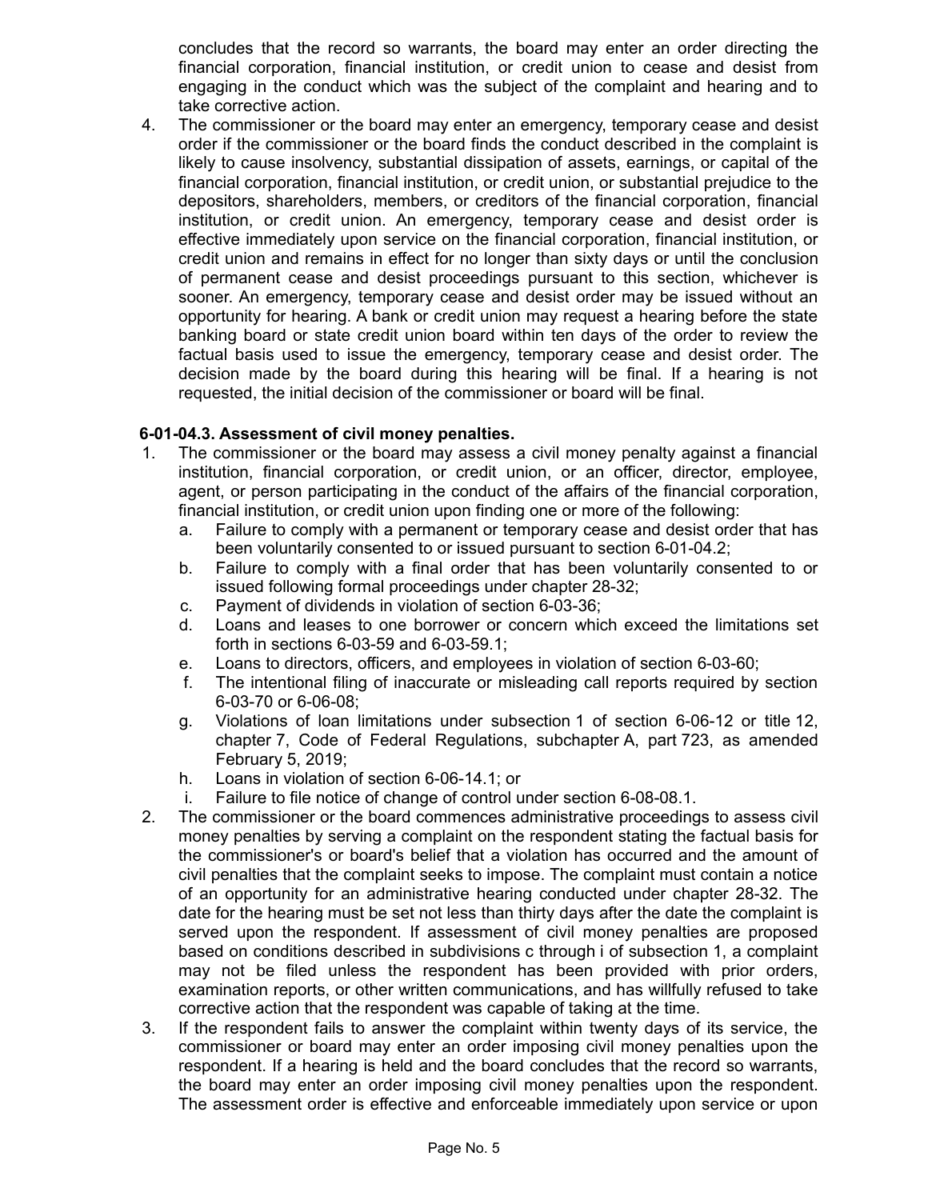concludes that the record so warrants, the board may enter an order directing the financial corporation, financial institution, or credit union to cease and desist from engaging in the conduct which was the subject of the complaint and hearing and to take corrective action.

4. The commissioner or the board may enter an emergency, temporary cease and desist order if the commissioner or the board finds the conduct described in the complaint is likely to cause insolvency, substantial dissipation of assets, earnings, or capital of the financial corporation, financial institution, or credit union, or substantial prejudice to the depositors, shareholders, members, or creditors of the financial corporation, financial institution, or credit union. An emergency, temporary cease and desist order is effective immediately upon service on the financial corporation, financial institution, or credit union and remains in effect for no longer than sixty days or until the conclusion of permanent cease and desist proceedings pursuant to this section, whichever is sooner. An emergency, temporary cease and desist order may be issued without an opportunity for hearing. A bank or credit union may request a hearing before the state banking board or state credit union board within ten days of the order to review the factual basis used to issue the emergency, temporary cease and desist order. The decision made by the board during this hearing will be final. If a hearing is not requested, the initial decision of the commissioner or board will be final.

**6-01-04.3. Assessment of civil money penalties.**

1. The commissioner or the board may assess a civil money penalty against a financial institution, financial corporation, or credit union, or an officer, director, employee, agent, or person participating in the conduct of the affairs of the financial corporation, financial institution, or credit union upon finding one or more of the following:
   a. Failure to comply with a permanent or temporary cease and desist order that has been voluntarily consented to or issued pursuant to section 6-01-04.2;
   b. Failure to comply with a final order that has been voluntarily consented to or issued following formal proceedings under chapter 28-32;
   c. Payment of dividends in violation of section 6-03-36;
   d. Loans and leases to one borrower or concern which exceed the limitations set forth in sections 6-03-59 and 6-03-59.1;
   e. Loans to directors, officers, and employees in violation of section 6-03-60;
   f. The intentional filing of inaccurate or misleading call reports required by section 6-03-70 or 6-06-08;
   g. Violations of loan limitations under subsection 1 of section 6-06-12 or title 12, chapter 7, Code of Federal Regulations, subchapter A, part 723, as amended February 5, 2019;
   h. Loans in violation of section 6-06-14.1; or
   i. Failure to file notice of change of control under section 6-08-08.1.
2. The commissioner or the board commences administrative proceedings to assess civil money penalties by serving a complaint on the respondent stating the factual basis for the commissioner's or board's belief that a violation has occurred and the amount of civil penalties that the complaint seeks to impose. The complaint must contain a notice of an opportunity for an administrative hearing conducted under chapter 28-32. The date for the hearing must be set not less than thirty days after the date the complaint is served upon the respondent. If assessment of civil money penalties are proposed based on conditions described in subdivisions c through i of subsection 1, a complaint may not be filed unless the respondent has been provided with prior orders, examination reports, or other written communications, and has willfully refused to take corrective action that the respondent was capable of taking at the time.
3. If the respondent fails to answer the complaint within twenty days of its service, the commissioner or board may enter an order imposing civil money penalties upon the respondent. If a hearing is held and the board concludes that the record so warrants, the board may enter an order imposing civil money penalties upon the respondent. The assessment order is effective and enforceable immediately upon service or upon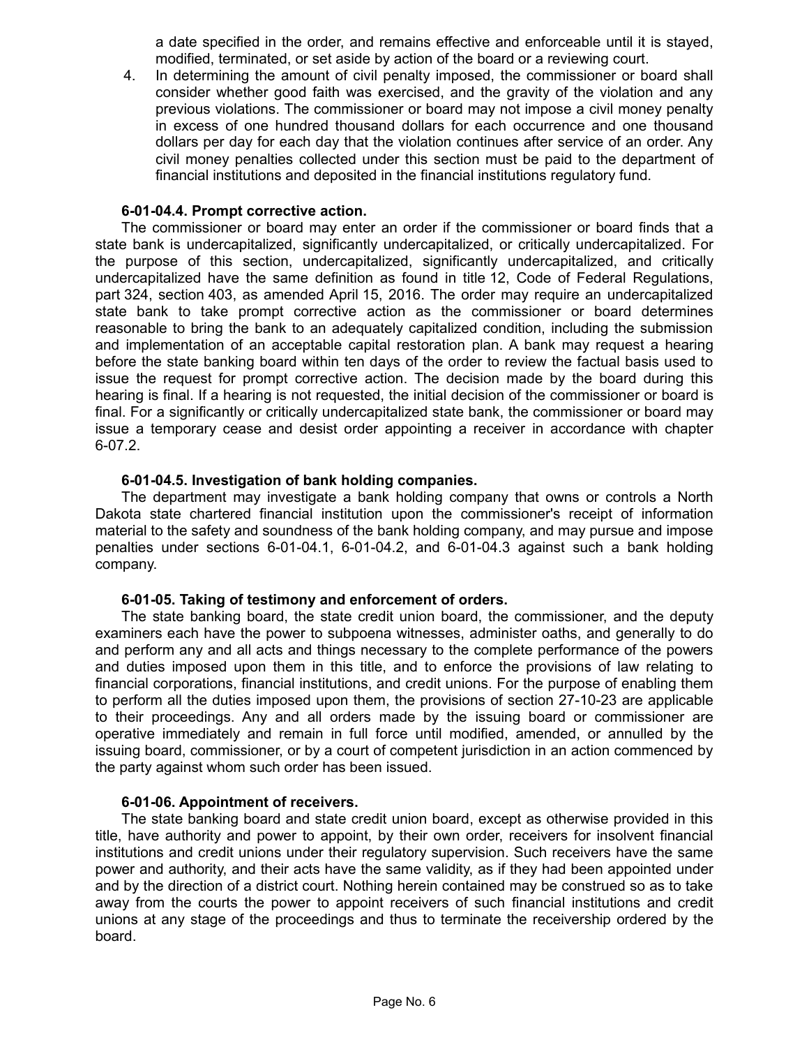a date specified in the order, and remains effective and enforceable until it is stayed, modified, terminated, or set aside by action of the board or a reviewing court.

4. In determining the amount of civil penalty imposed, the commissioner or board shall consider whether good faith was exercised, and the gravity of the violation and any previous violations. The commissioner or board may not impose a civil money penalty in excess of one hundred thousand dollars for each occurrence and one thousand dollars per day for each day that the violation continues after service of an order. Any civil money penalties collected under this section must be paid to the department of financial institutions and deposited in the financial institutions regulatory fund.

**6-01-04.4. Prompt corrective action.**

The commissioner or board may enter an order if the commissioner or board finds that a state bank is undercapitalized, significantly undercapitalized, or critically undercapitalized. For the purpose of this section, undercapitalized, significantly undercapitalized, and critically undercapitalized have the same definition as found in title 12, Code of Federal Regulations, part 324, section 403, as amended April 15, 2016. The order may require an undercapitalized state bank to take prompt corrective action as the commissioner or board determines reasonable to bring the bank to an adequately capitalized condition, including the submission and implementation of an acceptable capital restoration plan. A bank may request a hearing before the state banking board within ten days of the order to review the factual basis used to issue the request for prompt corrective action. The decision made by the board during this hearing is final. If a hearing is not requested, the initial decision of the commissioner or board is final. For a significantly or critically undercapitalized state bank, the commissioner or board may issue a temporary cease and desist order appointing a receiver in accordance with chapter 6-07.2.

**6-01-04.5. Investigation of bank holding companies.**

The department may investigate a bank holding company that owns or controls a North Dakota state chartered financial institution upon the commissioner's receipt of information material to the safety and soundness of the bank holding company, and may pursue and impose penalties under sections 6-01-04.1, 6-01-04.2, and 6-01-04.3 against such a bank holding company.

**6-01-05. Taking of testimony and enforcement of orders.**

The state banking board, the state credit union board, the commissioner, and the deputy examiners each have the power to subpoena witnesses, administer oaths, and generally to do and perform any and all acts and things necessary to the complete performance of the powers and duties imposed upon them in this title, and to enforce the provisions of law relating to financial corporations, financial institutions, and credit unions. For the purpose of enabling them to perform all the duties imposed upon them, the provisions of section 27-10-23 are applicable to their proceedings. Any and all orders made by the issuing board or commissioner are operative immediately and remain in full force until modified, amended, or annulled by the issuing board, commissioner, or by a court of competent jurisdiction in an action commenced by the party against whom such order has been issued.

**6-01-06. Appointment of receivers.**

The state banking board and state credit union board, except as otherwise provided in this title, have authority and power to appoint, by their own order, receivers for insolvent financial institutions and credit unions under their regulatory supervision. Such receivers have the same power and authority, and their acts have the same validity, as if they had been appointed under and by the direction of a district court. Nothing herein contained may be construed so as to take away from the courts the power to appoint receivers of such financial institutions and credit unions at any stage of the proceedings and thus to terminate the receivership ordered by the board.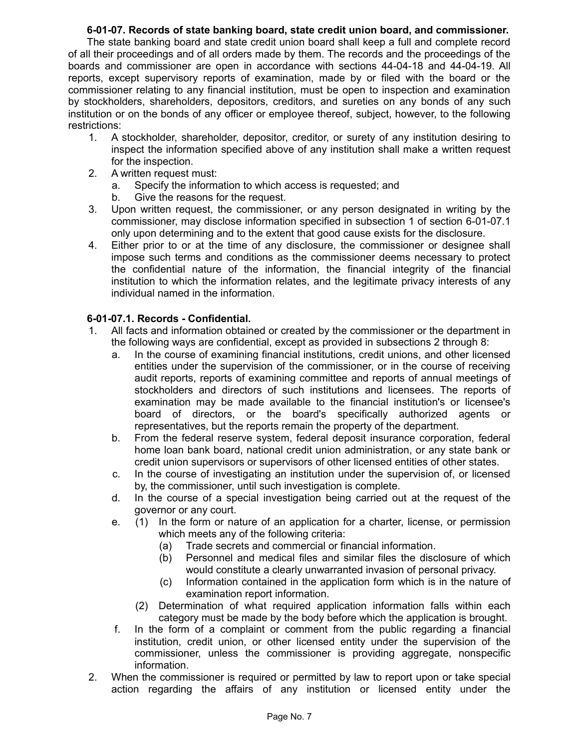**6-01-07. Records of state banking board, state credit union board, and commissioner.**

The state banking board and state credit union board shall keep a full and complete record of all their proceedings and of all orders made by them. The records and the proceedings of the boards and commissioner are open in accordance with sections 44-04-18 and 44-04-19. All reports, except supervisory reports of examination, made by or filed with the board or the commissioner relating to any financial institution, must be open to inspection and examination by stockholders, shareholders, depositors, creditors, and sureties on any bonds of any such institution or on the bonds of any officer or employee thereof, subject, however, to the following restrictions:

1. A stockholder, shareholder, depositor, creditor, or surety of any institution desiring to inspect the information specified above of any institution shall make a written request for the inspection.
2. A written request must:
   a. Specify the information to which access is requested; and
   b. Give the reasons for the request.
3. Upon written request, the commissioner, or any person designated in writing by the commissioner, may disclose information specified in subsection 1 of section 6-01-07.1 only upon determining and to the extent that good cause exists for the disclosure.
4. Either prior to or at the time of any disclosure, the commissioner or designee shall impose such terms and conditions as the commissioner deems necessary to protect the confidential nature of the information, the financial integrity of the financial institution to which the information relates, and the legitimate privacy interests of any individual named in the information.

**6-01-07.1. Records - Confidential.**

1. All facts and information obtained or created by the commissioner or the department in the following ways are confidential, except as provided in subsections 2 through 8:
   a. In the course of examining financial institutions, credit unions, and other licensed entities under the supervision of the commissioner, or in the course of receiving audit reports, reports of examining committee and reports of annual meetings of stockholders and directors of such institutions and licensees. The reports of examination may be made available to the financial institution's or licensee's board of directors, or the board's specifically authorized agents or representatives, but the reports remain the property of the department.
   b. From the federal reserve system, federal deposit insurance corporation, federal home loan bank board, national credit union administration, or any state bank or credit union supervisors or supervisors of other licensed entities of other states.
   c. In the course of investigating an institution under the supervision of, or licensed by, the commissioner, until such investigation is complete.
   d. In the course of a special investigation being carried out at the request of the governor or any court.
   e. (1) In the form or nature of an application for a charter, license, or permission which meets any of the following criteria:
      (a) Trade secrets and commercial or financial information.
      (b) Personnel and medical files and similar files the disclosure of which would constitute a clearly unwarranted invasion of personal privacy.
      (c) Information contained in the application form which is in the nature of examination report information.

      (2) Determination of what required application information falls within each category must be made by the body before which the application is brought.
   f. In the form of a complaint or comment from the public regarding a financial institution, credit union, or other licensed entity under the supervision of the commissioner, unless the commissioner is providing aggregate, nonspecific information.
2. When the commissioner is required or permitted by law to report upon or take special action regarding the affairs of any institution or licensed entity under the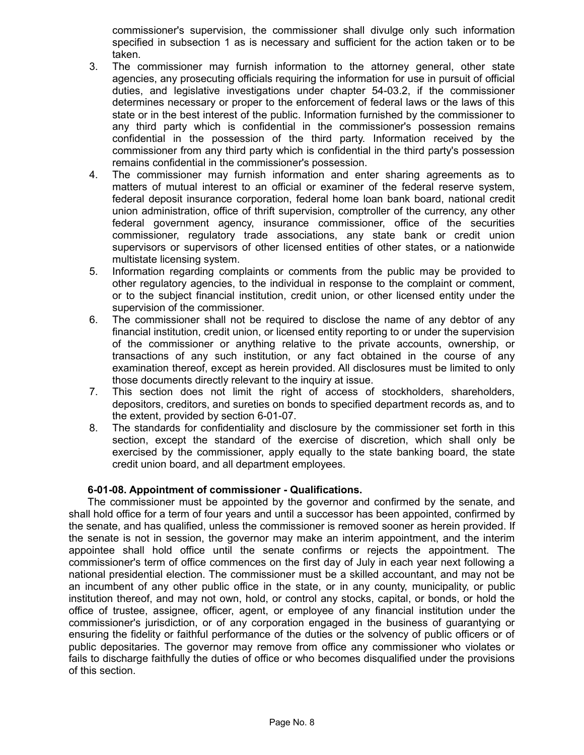commissioner's supervision, the commissioner shall divulge only such information specified in subsection 1 as is necessary and sufficient for the action taken or to be taken.

3. The commissioner may furnish information to the attorney general, other state agencies, any prosecuting officials requiring the information for use in pursuit of official duties, and legislative investigations under chapter 54-03.2, if the commissioner determines necessary or proper to the enforcement of federal laws or the laws of this state or in the best interest of the public. Information furnished by the commissioner to any third party which is confidential in the commissioner's possession remains confidential in the possession of the third party. Information received by the commissioner from any third party which is confidential in the third party's possession remains confidential in the commissioner's possession.
4. The commissioner may furnish information and enter sharing agreements as to matters of mutual interest to an official or examiner of the federal reserve system, federal deposit insurance corporation, federal home loan bank board, national credit union administration, office of thrift supervision, comptroller of the currency, any other federal government agency, insurance commissioner, office of the securities commissioner, regulatory trade associations, any state bank or credit union supervisors or supervisors of other licensed entities of other states, or a nationwide multistate licensing system.
5. Information regarding complaints or comments from the public may be provided to other regulatory agencies, to the individual in response to the complaint or comment, or to the subject financial institution, credit union, or other licensed entity under the supervision of the commissioner.
6. The commissioner shall not be required to disclose the name of any debtor of any financial institution, credit union, or licensed entity reporting to or under the supervision of the commissioner or anything relative to the private accounts, ownership, or transactions of any such institution, or any fact obtained in the course of any examination thereof, except as herein provided. All disclosures must be limited to only those documents directly relevant to the inquiry at issue.
7. This section does not limit the right of access of stockholders, shareholders, depositors, creditors, and sureties on bonds to specified department records as, and to the extent, provided by section 6-01-07.
8. The standards for confidentiality and disclosure by the commissioner set forth in this section, except the standard of the exercise of discretion, which shall only be exercised by the commissioner, apply equally to the state banking board, the state credit union board, and all department employees.

**6-01-08. Appointment of commissioner - Qualifications.**

The commissioner must be appointed by the governor and confirmed by the senate, and shall hold office for a term of four years and until a successor has been appointed, confirmed by the senate, and has qualified, unless the commissioner is removed sooner as herein provided. If the senate is not in session, the governor may make an interim appointment, and the interim appointee shall hold office until the senate confirms or rejects the appointment. The commissioner's term of office commences on the first day of July in each year next following a national presidential election. The commissioner must be a skilled accountant, and may not be an incumbent of any other public office in the state, or in any county, municipality, or public institution thereof, and may not own, hold, or control any stocks, capital, or bonds, or hold the office of trustee, assignee, officer, agent, or employee of any financial institution under the commissioner's jurisdiction, or of any corporation engaged in the business of guarantying or ensuring the fidelity or faithful performance of the duties or the solvency of public officers or of public depositaries. The governor may remove from office any commissioner who violates or fails to discharge faithfully the duties of office or who becomes disqualified under the provisions of this section.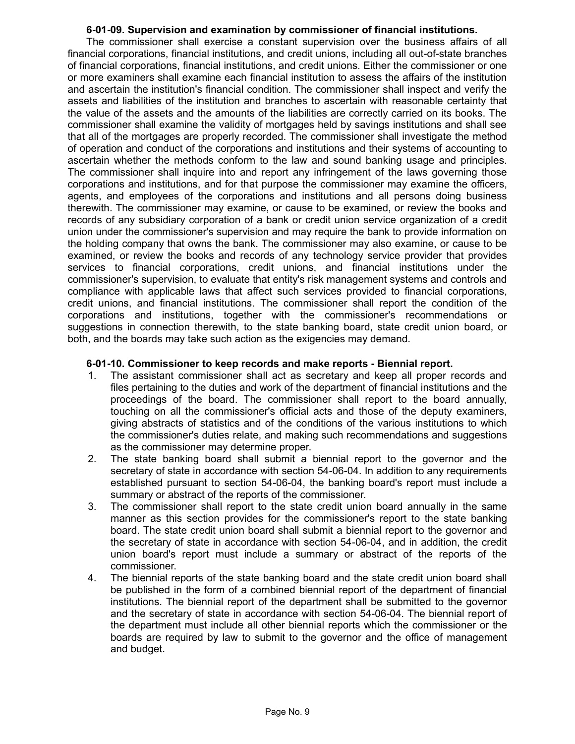**6-01-09. Supervision and examination by commissioner of financial institutions.**

The commissioner shall exercise a constant supervision over the business affairs of all financial corporations, financial institutions, and credit unions, including all out-of-state branches of financial corporations, financial institutions, and credit unions. Either the commissioner or one or more examiners shall examine each financial institution to assess the affairs of the institution and ascertain the institution's financial condition. The commissioner shall inspect and verify the assets and liabilities of the institution and branches to ascertain with reasonable certainty that the value of the assets and the amounts of the liabilities are correctly carried on its books. The commissioner shall examine the validity of mortgages held by savings institutions and shall see that all of the mortgages are properly recorded. The commissioner shall investigate the method of operation and conduct of the corporations and institutions and their systems of accounting to ascertain whether the methods conform to the law and sound banking usage and principles. The commissioner shall inquire into and report any infringement of the laws governing those corporations and institutions, and for that purpose the commissioner may examine the officers, agents, and employees of the corporations and institutions and all persons doing business therewith. The commissioner may examine, or cause to be examined, or review the books and records of any subsidiary corporation of a bank or credit union service organization of a credit union under the commissioner's supervision and may require the bank to provide information on the holding company that owns the bank. The commissioner may also examine, or cause to be examined, or review the books and records of any technology service provider that provides services to financial corporations, credit unions, and financial institutions under the commissioner's supervision, to evaluate that entity's risk management systems and controls and compliance with applicable laws that affect such services provided to financial corporations, credit unions, and financial institutions. The commissioner shall report the condition of the corporations and institutions, together with the commissioner's recommendations or suggestions in connection therewith, to the state banking board, state credit union board, or both, and the boards may take such action as the exigencies may demand.

**6-01-10. Commissioner to keep records and make reports - Biennial report.**

1. The assistant commissioner shall act as secretary and keep all proper records and files pertaining to the duties and work of the department of financial institutions and the proceedings of the board. The commissioner shall report to the board annually, touching on all the commissioner's official acts and those of the deputy examiners, giving abstracts of statistics and of the conditions of the various institutions to which the commissioner's duties relate, and making such recommendations and suggestions as the commissioner may determine proper.
2. The state banking board shall submit a biennial report to the governor and the secretary of state in accordance with section 54-06-04. In addition to any requirements established pursuant to section 54-06-04, the banking board's report must include a summary or abstract of the reports of the commissioner.
3. The commissioner shall report to the state credit union board annually in the same manner as this section provides for the commissioner's report to the state banking board. The state credit union board shall submit a biennial report to the governor and the secretary of state in accordance with section 54-06-04, and in addition, the credit union board's report must include a summary or abstract of the reports of the commissioner.
4. The biennial reports of the state banking board and the state credit union board shall be published in the form of a combined biennial report of the department of financial institutions. The biennial report of the department shall be submitted to the governor and the secretary of state in accordance with section 54-06-04. The biennial report of the department must include all other biennial reports which the commissioner or the boards are required by law to submit to the governor and the office of management and budget.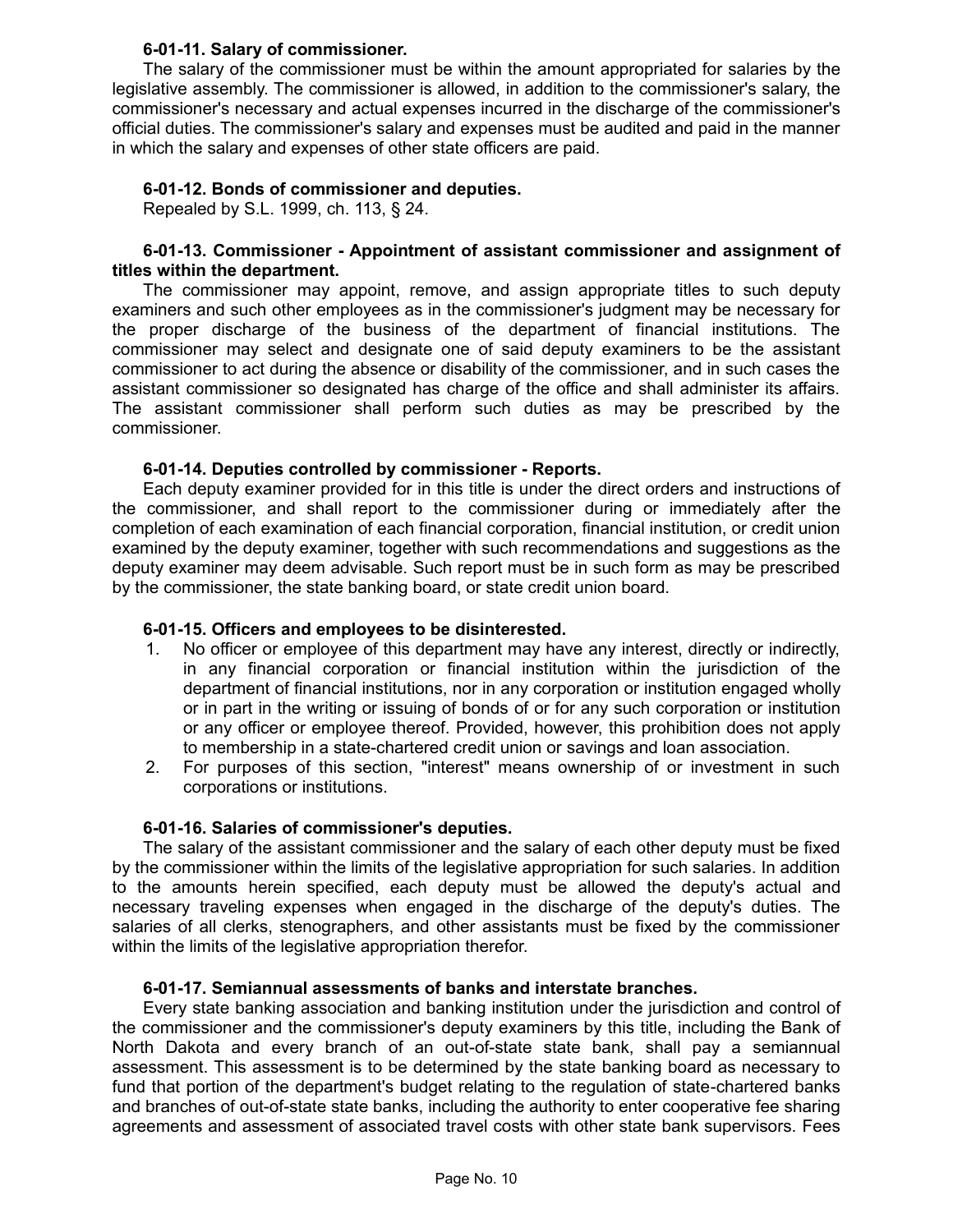**6-01-11. Salary of commissioner.**

The salary of the commissioner must be within the amount appropriated for salaries by the legislative assembly. The commissioner is allowed, in addition to the commissioner's salary, the commissioner's necessary and actual expenses incurred in the discharge of the commissioner's official duties. The commissioner's salary and expenses must be audited and paid in the manner in which the salary and expenses of other state officers are paid.

**6-01-12. Bonds of commissioner and deputies.**

Repealed by S.L. 1999, ch. 113, § 24.

**6-01-13. Commissioner - Appointment of assistant commissioner and assignment of titles within the department.**

The commissioner may appoint, remove, and assign appropriate titles to such deputy examiners and such other employees as in the commissioner's judgment may be necessary for the proper discharge of the business of the department of financial institutions. The commissioner may select and designate one of said deputy examiners to be the assistant commissioner to act during the absence or disability of the commissioner, and in such cases the assistant commissioner so designated has charge of the office and shall administer its affairs. The assistant commissioner shall perform such duties as may be prescribed by the commissioner.

**6-01-14. Deputies controlled by commissioner - Reports.**

Each deputy examiner provided for in this title is under the direct orders and instructions of the commissioner, and shall report to the commissioner during or immediately after the completion of each examination of each financial corporation, financial institution, or credit union examined by the deputy examiner, together with such recommendations and suggestions as the deputy examiner may deem advisable. Such report must be in such form as may be prescribed by the commissioner, the state banking board, or state credit union board.

**6-01-15. Officers and employees to be disinterested.**

1. No officer or employee of this department may have any interest, directly or indirectly, in any financial corporation or financial institution within the jurisdiction of the department of financial institutions, nor in any corporation or institution engaged wholly or in part in the writing or issuing of bonds of or for any such corporation or institution or any officer or employee thereof. Provided, however, this prohibition does not apply to membership in a state-chartered credit union or savings and loan association.
2. For purposes of this section, "interest" means ownership of or investment in such corporations or institutions.

**6-01-16. Salaries of commissioner's deputies.**

The salary of the assistant commissioner and the salary of each other deputy must be fixed by the commissioner within the limits of the legislative appropriation for such salaries. In addition to the amounts herein specified, each deputy must be allowed the deputy's actual and necessary traveling expenses when engaged in the discharge of the deputy's duties. The salaries of all clerks, stenographers, and other assistants must be fixed by the commissioner within the limits of the legislative appropriation therefor.

**6-01-17. Semiannual assessments of banks and interstate branches.**

Every state banking association and banking institution under the jurisdiction and control of the commissioner and the commissioner's deputy examiners by this title, including the Bank of North Dakota and every branch of an out-of-state state bank, shall pay a semiannual assessment. This assessment is to be determined by the state banking board as necessary to fund that portion of the department's budget relating to the regulation of state-chartered banks and branches of out-of-state state banks, including the authority to enter cooperative fee sharing agreements and assessment of associated travel costs with other state bank supervisors. Fees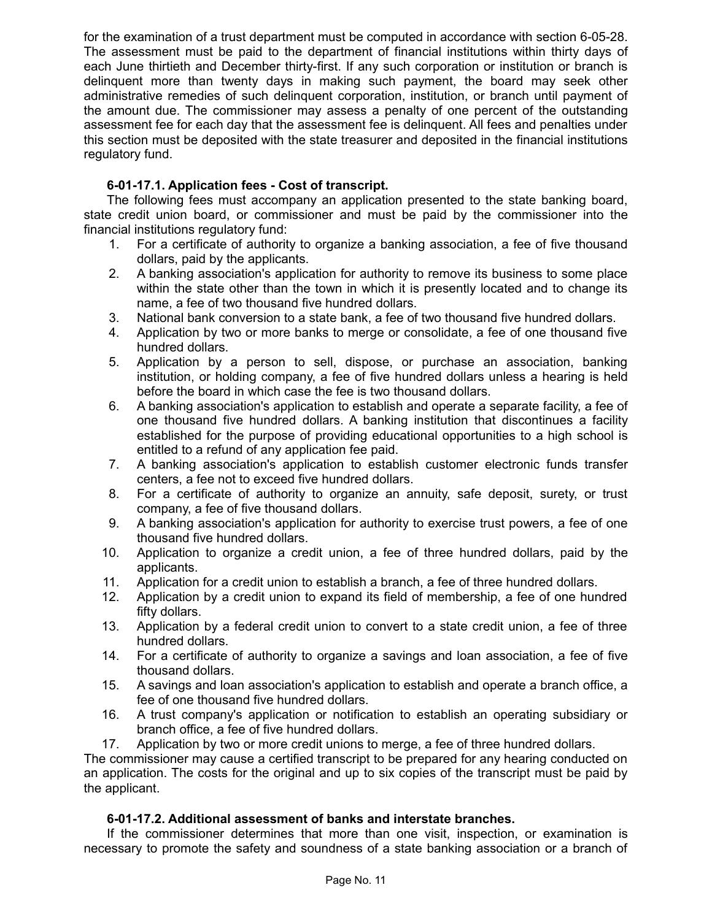for the examination of a trust department must be computed in accordance with section 6-05-28. The assessment must be paid to the department of financial institutions within thirty days of each June thirtieth and December thirty-first. If any such corporation or institution or branch is delinquent more than twenty days in making such payment, the board may seek other administrative remedies of such delinquent corporation, institution, or branch until payment of the amount due. The commissioner may assess a penalty of one percent of the outstanding assessment fee for each day that the assessment fee is delinquent. All fees and penalties under this section must be deposited with the state treasurer and deposited in the financial institutions regulatory fund.

**6-01-17.1. Application fees - Cost of transcript.**

The following fees must accompany an application presented to the state banking board, state credit union board, or commissioner and must be paid by the commissioner into the financial institutions regulatory fund:

1. For a certificate of authority to organize a banking association, a fee of five thousand dollars, paid by the applicants.
2. A banking association's application for authority to remove its business to some place within the state other than the town in which it is presently located and to change its name, a fee of two thousand five hundred dollars.
3. National bank conversion to a state bank, a fee of two thousand five hundred dollars.
4. Application by two or more banks to merge or consolidate, a fee of one thousand five hundred dollars.
5. Application by a person to sell, dispose, or purchase an association, banking institution, or holding company, a fee of five hundred dollars unless a hearing is held before the board in which case the fee is two thousand dollars.
6. A banking association's application to establish and operate a separate facility, a fee of one thousand five hundred dollars. A banking institution that discontinues a facility established for the purpose of providing educational opportunities to a high school is entitled to a refund of any application fee paid.
7. A banking association's application to establish customer electronic funds transfer centers, a fee not to exceed five hundred dollars.
8. For a certificate of authority to organize an annuity, safe deposit, surety, or trust company, a fee of five thousand dollars.
9. A banking association's application for authority to exercise trust powers, a fee of one thousand five hundred dollars.
10. Application to organize a credit union, a fee of three hundred dollars, paid by the applicants.
11. Application for a credit union to establish a branch, a fee of three hundred dollars.
12. Application by a credit union to expand its field of membership, a fee of one hundred fifty dollars.
13. Application by a federal credit union to convert to a state credit union, a fee of three hundred dollars.
14. For a certificate of authority to organize a savings and loan association, a fee of five thousand dollars.
15. A savings and loan association's application to establish and operate a branch office, a fee of one thousand five hundred dollars.
16. A trust company's application or notification to establish an operating subsidiary or branch office, a fee of five hundred dollars.
17. Application by two or more credit unions to merge, a fee of three hundred dollars.

The commissioner may cause a certified transcript to be prepared for any hearing conducted on an application. The costs for the original and up to six copies of the transcript must be paid by the applicant.

**6-01-17.2. Additional assessment of banks and interstate branches.**

If the commissioner determines that more than one visit, inspection, or examination is necessary to promote the safety and soundness of a state banking association or a branch of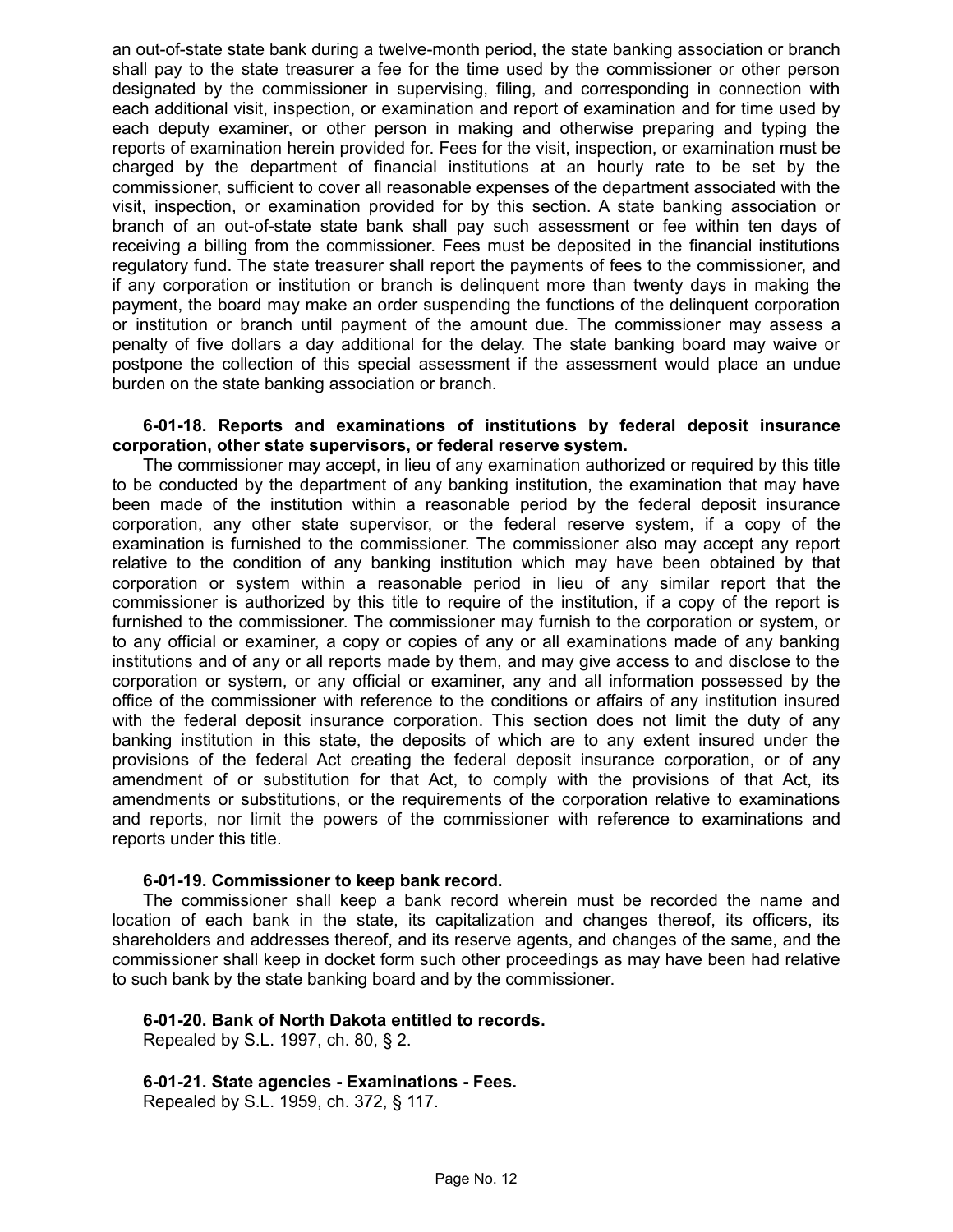an out-of-state state bank during a twelve-month period, the state banking association or branch shall pay to the state treasurer a fee for the time used by the commissioner or other person designated by the commissioner in supervising, filing, and corresponding in connection with each additional visit, inspection, or examination and report of examination and for time used by each deputy examiner, or other person in making and otherwise preparing and typing the reports of examination herein provided for. Fees for the visit, inspection, or examination must be charged by the department of financial institutions at an hourly rate to be set by the commissioner, sufficient to cover all reasonable expenses of the department associated with the visit, inspection, or examination provided for by this section. A state banking association or branch of an out-of-state state bank shall pay such assessment or fee within ten days of receiving a billing from the commissioner. Fees must be deposited in the financial institutions regulatory fund. The state treasurer shall report the payments of fees to the commissioner, and if any corporation or institution or branch is delinquent more than twenty days in making the payment, the board may make an order suspending the functions of the delinquent corporation or institution or branch until payment of the amount due. The commissioner may assess a penalty of five dollars a day additional for the delay. The state banking board may waive or postpone the collection of this special assessment if the assessment would place an undue burden on the state banking association or branch.

**6-01-18. Reports and examinations of institutions by federal deposit insurance corporation, other state supervisors, or federal reserve system.**

The commissioner may accept, in lieu of any examination authorized or required by this title to be conducted by the department of any banking institution, the examination that may have been made of the institution within a reasonable period by the federal deposit insurance corporation, any other state supervisor, or the federal reserve system, if a copy of the examination is furnished to the commissioner. The commissioner also may accept any report relative to the condition of any banking institution which may have been obtained by that corporation or system within a reasonable period in lieu of any similar report that the commissioner is authorized by this title to require of the institution, if a copy of the report is furnished to the commissioner. The commissioner may furnish to the corporation or system, or to any official or examiner, a copy or copies of any or all examinations made of any banking institutions and of any or all reports made by them, and may give access to and disclose to the corporation or system, or any official or examiner, any and all information possessed by the office of the commissioner with reference to the conditions or affairs of any institution insured with the federal deposit insurance corporation. This section does not limit the duty of any banking institution in this state, the deposits of which are to any extent insured under the provisions of the federal Act creating the federal deposit insurance corporation, or of any amendment of or substitution for that Act, to comply with the provisions of that Act, its amendments or substitutions, or the requirements of the corporation relative to examinations and reports, nor limit the powers of the commissioner with reference to examinations and reports under this title.

**6-01-19. Commissioner to keep bank record.**

The commissioner shall keep a bank record wherein must be recorded the name and location of each bank in the state, its capitalization and changes thereof, its officers, its shareholders and addresses thereof, and its reserve agents, and changes of the same, and the commissioner shall keep in docket form such other proceedings as may have been had relative to such bank by the state banking board and by the commissioner.

**6-01-20. Bank of North Dakota entitled to records.**

Repealed by S.L. 1997, ch. 80, § 2.

**6-01-21. State agencies - Examinations - Fees.**

Repealed by S.L. 1959, ch. 372, § 117.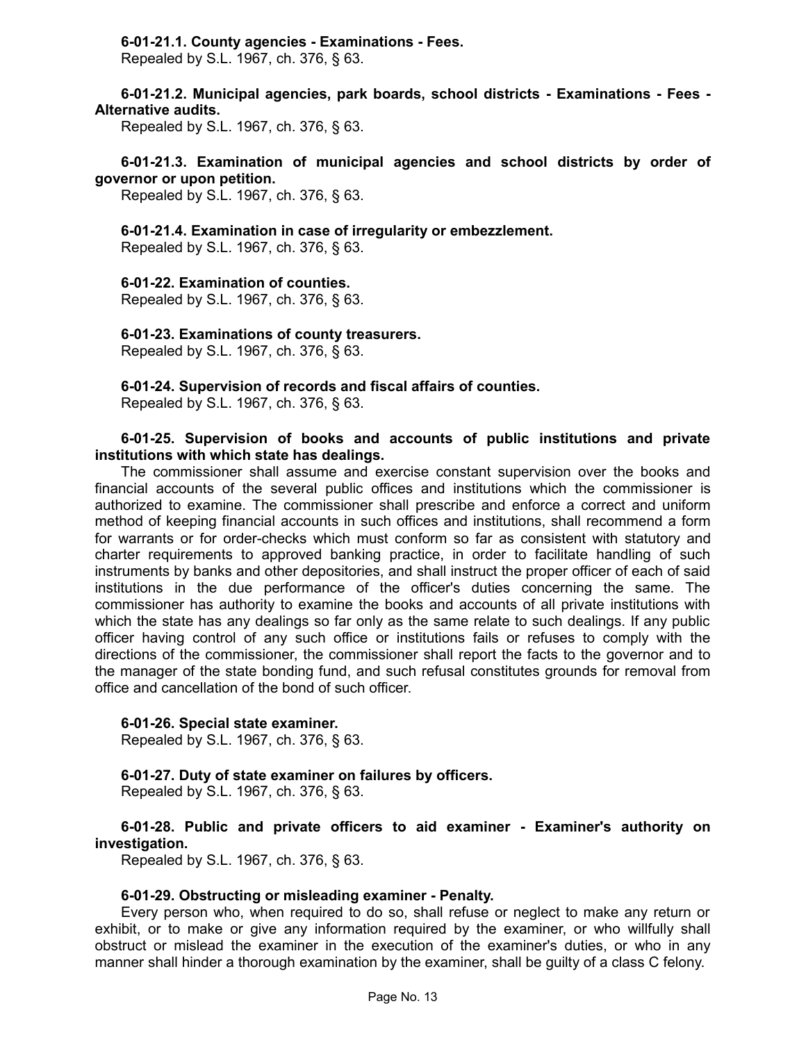**6-01-21.1. County agencies - Examinations - Fees.**
Repealed by S.L. 1967, ch. 376, § 63.

**6-01-21.2. Municipal agencies, park boards, school districts - Examinations - Fees - Alternative audits.**
Repealed by S.L. 1967, ch. 376, § 63.

**6-01-21.3. Examination of municipal agencies and school districts by order of governor or upon petition.**
Repealed by S.L. 1967, ch. 376, § 63.

**6-01-21.4. Examination in case of irregularity or embezzlement.**
Repealed by S.L. 1967, ch. 376, § 63.

**6-01-22. Examination of counties.**
Repealed by S.L. 1967, ch. 376, § 63.

**6-01-23. Examinations of county treasurers.**
Repealed by S.L. 1967, ch. 376, § 63.

**6-01-24. Supervision of records and fiscal affairs of counties.**
Repealed by S.L. 1967, ch. 376, § 63.

**6-01-25. Supervision of books and accounts of public institutions and private institutions with which state has dealings.**

The commissioner shall assume and exercise constant supervision over the books and financial accounts of the several public offices and institutions which the commissioner is authorized to examine. The commissioner shall prescribe and enforce a correct and uniform method of keeping financial accounts in such offices and institutions, shall recommend a form for warrants or for order-checks which must conform so far as consistent with statutory and charter requirements to approved banking practice, in order to facilitate handling of such instruments by banks and other depositories, and shall instruct the proper officer of each of said institutions in the due performance of the officer's duties concerning the same. The commissioner has authority to examine the books and accounts of all private institutions with which the state has any dealings so far only as the same relate to such dealings. If any public officer having control of any such office or institutions fails or refuses to comply with the directions of the commissioner, the commissioner shall report the facts to the governor and to the manager of the state bonding fund, and such refusal constitutes grounds for removal from office and cancellation of the bond of such officer.

**6-01-26. Special state examiner.**
Repealed by S.L. 1967, ch. 376, § 63.

**6-01-27. Duty of state examiner on failures by officers.**
Repealed by S.L. 1967, ch. 376, § 63.

**6-01-28. Public and private officers to aid examiner - Examiner's authority on investigation.**
Repealed by S.L. 1967, ch. 376, § 63.

**6-01-29. Obstructing or misleading examiner - Penalty.**

Every person who, when required to do so, shall refuse or neglect to make any return or exhibit, or to make or give any information required by the examiner, or who willfully shall obstruct or mislead the examiner in the execution of the examiner's duties, or who in any manner shall hinder a thorough examination by the examiner, shall be guilty of a class C felony.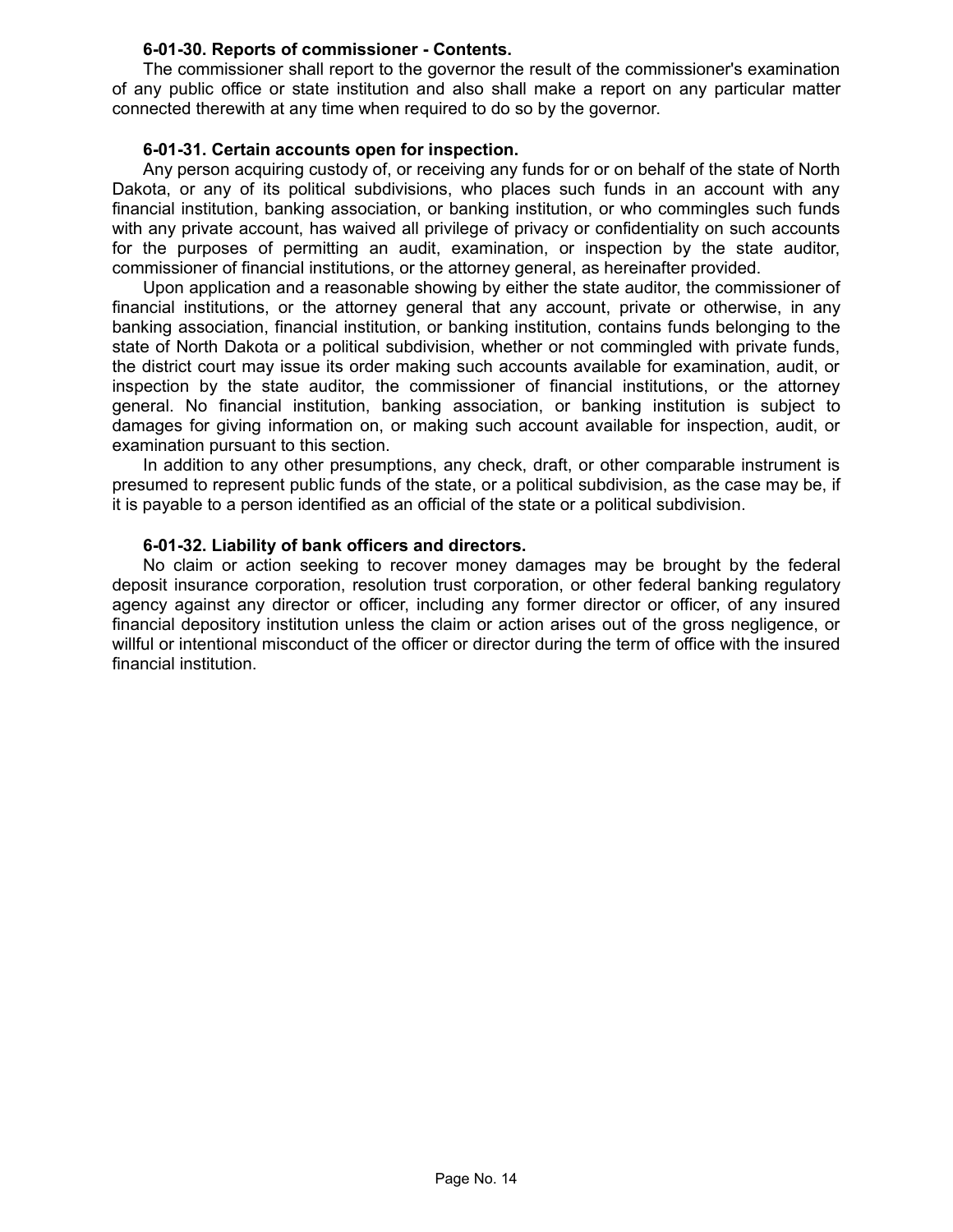**6-01-30. Reports of commissioner - Contents.**

The commissioner shall report to the governor the result of the commissioner's examination of any public office or state institution and also shall make a report on any particular matter connected therewith at any time when required to do so by the governor.

**6-01-31. Certain accounts open for inspection.**

Any person acquiring custody of, or receiving any funds for or on behalf of the state of North Dakota, or any of its political subdivisions, who places such funds in an account with any financial institution, banking association, or banking institution, or who commingles such funds with any private account, has waived all privilege of privacy or confidentiality on such accounts for the purposes of permitting an audit, examination, or inspection by the state auditor, commissioner of financial institutions, or the attorney general, as hereinafter provided.

Upon application and a reasonable showing by either the state auditor, the commissioner of financial institutions, or the attorney general that any account, private or otherwise, in any banking association, financial institution, or banking institution, contains funds belonging to the state of North Dakota or a political subdivision, whether or not commingled with private funds, the district court may issue its order making such accounts available for examination, audit, or inspection by the state auditor, the commissioner of financial institutions, or the attorney general. No financial institution, banking association, or banking institution is subject to damages for giving information on, or making such account available for inspection, audit, or examination pursuant to this section.

In addition to any other presumptions, any check, draft, or other comparable instrument is presumed to represent public funds of the state, or a political subdivision, as the case may be, if it is payable to a person identified as an official of the state or a political subdivision.

**6-01-32. Liability of bank officers and directors.**

No claim or action seeking to recover money damages may be brought by the federal deposit insurance corporation, resolution trust corporation, or other federal banking regulatory agency against any director or officer, including any former director or officer, of any insured financial depository institution unless the claim or action arises out of the gross negligence, or willful or intentional misconduct of the officer or director during the term of office with the insured financial institution.